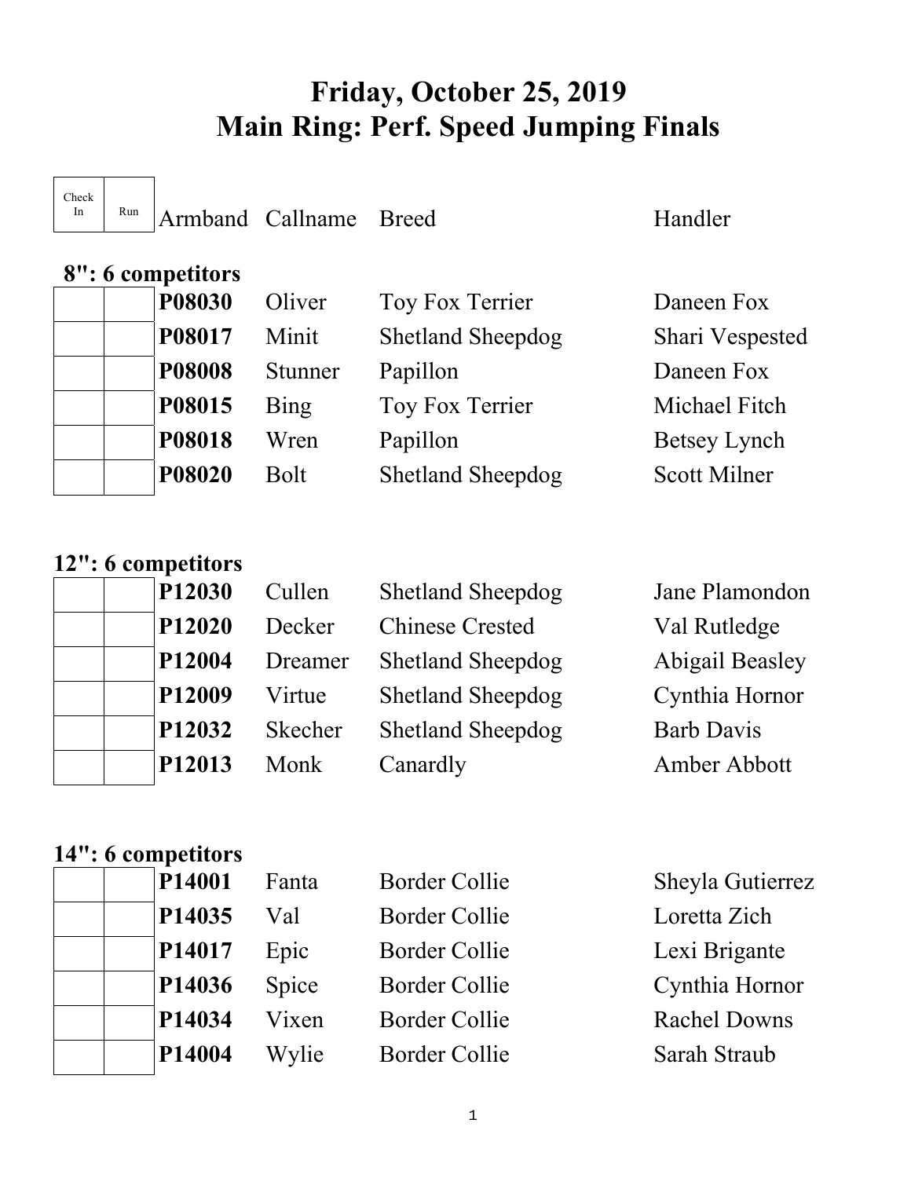# Friday, October 25, 2019
# Main Ring: Perf. Speed Jumping Finals

**8": 6 competitors**

| Check In | Run | Armband | Callname | Breed | Handler |
| --- | --- | --- | --- | --- | --- |
| | | **P08030** | Oliver | Toy Fox Terrier | Daneen Fox |
| | | **P08017** | Minit | Shetland Sheepdog | Shari Vespested |
| | | **P08008** | Stunner | Papillon | Daneen Fox |
| | | **P08015** | Bing | Toy Fox Terrier | Michael Fitch |
| | | **P08018** | Wren | Papillon | Betsey Lynch |
| | | **P08020** | Bolt | Shetland Sheepdog | Scott Milner |

**12": 6 competitors**

| Check In | Run | Armband | Callname | Breed | Handler |
| --- | --- | --- | --- | --- | --- |
| | | **P12030** | Cullen | Shetland Sheepdog | Jane Plamondon |
| | | **P12020** | Decker | Chinese Crested | Val Rutledge |
| | | **P12004** | Dreamer | Shetland Sheepdog | Abigail Beasley |
| | | **P12009** | Virtue | Shetland Sheepdog | Cynthia Hornor |
| | | **P12032** | Skecher | Shetland Sheepdog | Barb Davis |
| | | **P12013** | Monk | Canardly | Amber Abbott |

**14": 6 competitors**

| Check In | Run | Armband | Callname | Breed | Handler |
| --- | --- | --- | --- | --- | --- |
| | | **P14001** | Fanta | Border Collie | Sheyla Gutierrez |
| | | **P14035** | Val | Border Collie | Loretta Zich |
| | | **P14017** | Epic | Border Collie | Lexi Brigante |
| | | **P14036** | Spice | Border Collie | Cynthia Hornor |
| | | **P14034** | Vixen | Border Collie | Rachel Downs |
| | | **P14004** | Wylie | Border Collie | Sarah Straub |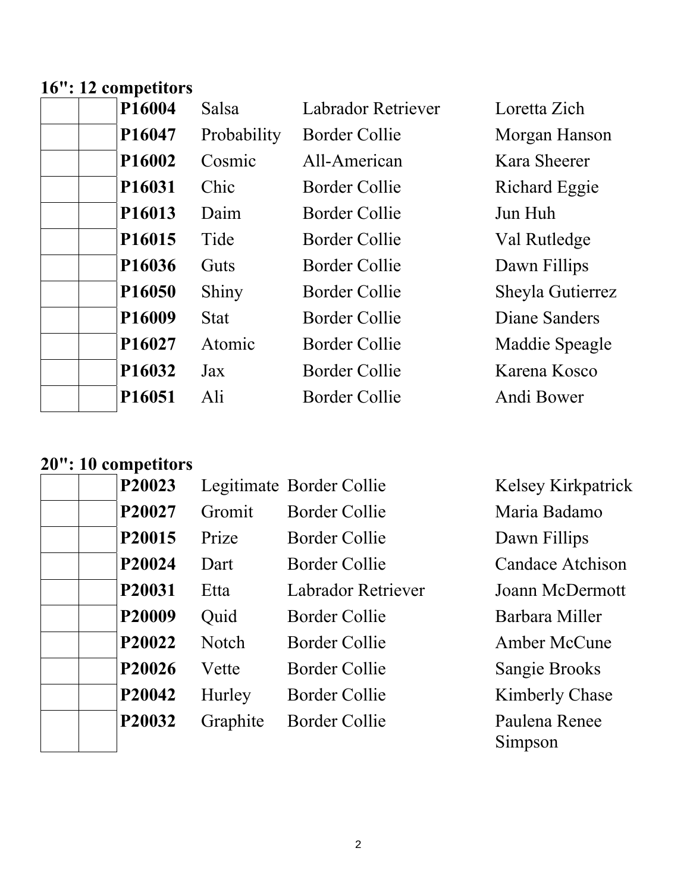**16": 12 competitors**

| | | | | | |
|---|---|---|---|---|---|
| | | **P16004** | Salsa | Labrador Retriever | Loretta Zich |
| | | **P16047** | Probability | Border Collie | Morgan Hanson |
| | | **P16002** | Cosmic | All-American | Kara Sheerer |
| | | **P16031** | Chic | Border Collie | Richard Eggie |
| | | **P16013** | Daim | Border Collie | Jun Huh |
| | | **P16015** | Tide | Border Collie | Val Rutledge |
| | | **P16036** | Guts | Border Collie | Dawn Fillips |
| | | **P16050** | Shiny | Border Collie | Sheyla Gutierrez |
| | | **P16009** | Stat | Border Collie | Diane Sanders |
| | | **P16027** | Atomic | Border Collie | Maddie Speagle |
| | | **P16032** | Jax | Border Collie | Karena Kosco |
| | | **P16051** | Ali | Border Collie | Andi Bower |

**20": 10 competitors**

| | | | | | |
|---|---|---|---|---|---|
| | | **P20023** | Legitimate | Border Collie | Kelsey Kirkpatrick |
| | | **P20027** | Gromit | Border Collie | Maria Badamo |
| | | **P20015** | Prize | Border Collie | Dawn Fillips |
| | | **P20024** | Dart | Border Collie | Candace Atchison |
| | | **P20031** | Etta | Labrador Retriever | Joann McDermott |
| | | **P20009** | Quid | Border Collie | Barbara Miller |
| | | **P20022** | Notch | Border Collie | Amber McCune |
| | | **P20026** | Vette | Border Collie | Sangie Brooks |
| | | **P20042** | Hurley | Border Collie | Kimberly Chase |
| | | **P20032** | Graphite | Border Collie | Paulena Renee Simpson |